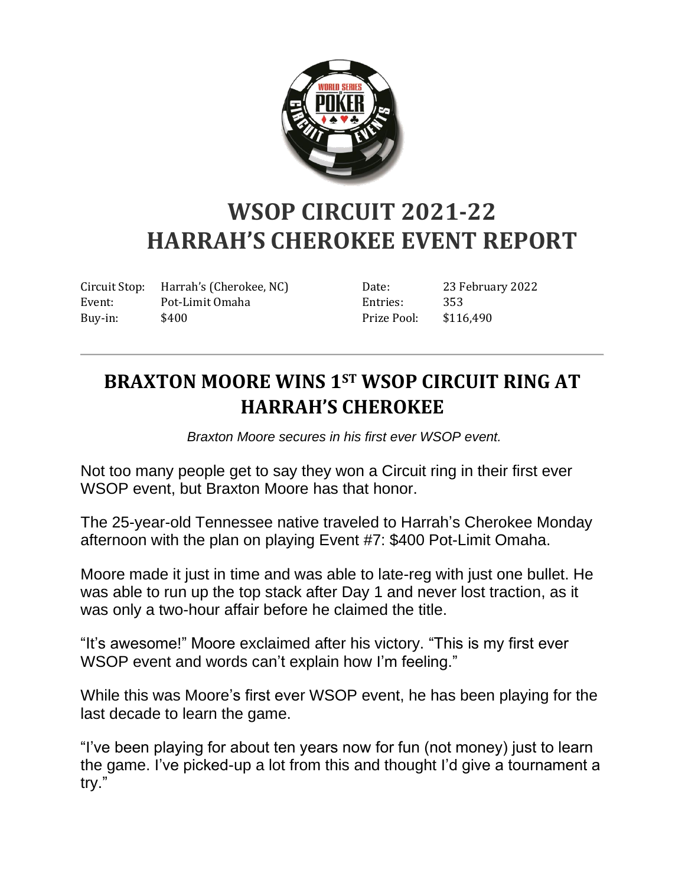# WSOP CIRCUIT 2021-22
# HARRAH'S CHEROKEE EVENT REPORT

| | | | |
|---|---|---|---|
| Circuit Stop: | Harrah's (Cherokee, NC) | Date: | 23 February 2022 |
| Event: | Pot-Limit Omaha | Entries: | 353 |
| Buy-in: | $400 | Prize Pool: | $116,490 |

## BRAXTON MOORE WINS 1ST WSOP CIRCUIT RING AT HARRAH'S CHEROKEE

*Braxton Moore secures in his first ever WSOP event.*

Not too many people get to say they won a Circuit ring in their first ever WSOP event, but Braxton Moore has that honor.

The 25-year-old Tennessee native traveled to Harrah's Cherokee Monday afternoon with the plan on playing Event #7: $400 Pot-Limit Omaha.

Moore made it just in time and was able to late-reg with just one bullet. He was able to run up the top stack after Day 1 and never lost traction, as it was only a two-hour affair before he claimed the title.

"It's awesome!" Moore exclaimed after his victory. "This is my first ever WSOP event and words can't explain how I'm feeling."

While this was Moore's first ever WSOP event, he has been playing for the last decade to learn the game.

"I've been playing for about ten years now for fun (not money) just to learn the game. I've picked-up a lot from this and thought I'd give a tournament a try."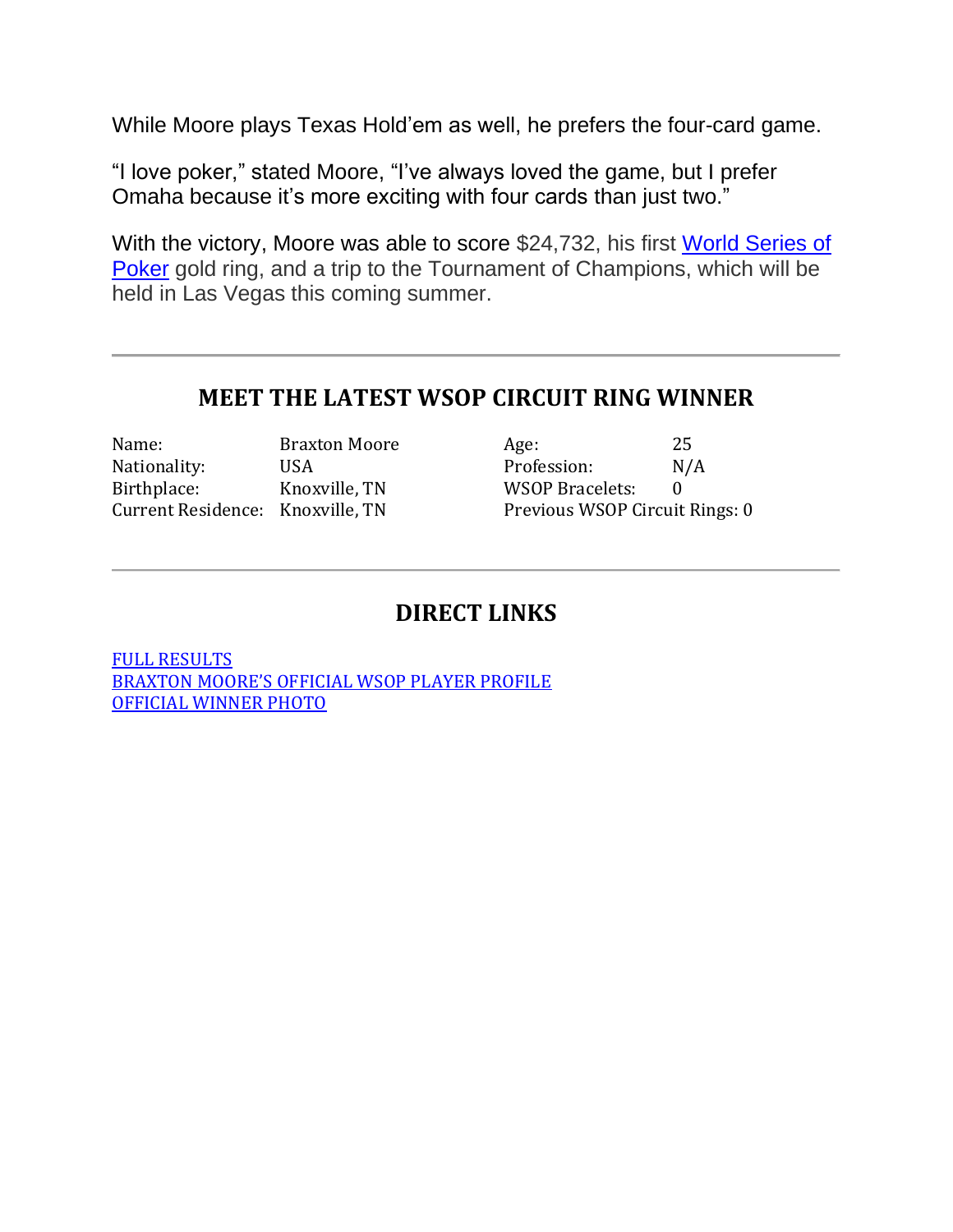While Moore plays Texas Hold'em as well, he prefers the four-card game.

"I love poker," stated Moore, "I've always loved the game, but I prefer Omaha because it's more exciting with four cards than just two."

With the victory, Moore was able to score $24,732, his first World Series of Poker gold ring, and a trip to the Tournament of Champions, which will be held in Las Vegas this coming summer.

---

## MEET THE LATEST WSOP CIRCUIT RING WINNER

| | | | |
|---|---|---|---|
| Name: | Braxton Moore | Age: | 25 |
| Nationality: | USA | Profession: | N/A |
| Birthplace: | Knoxville, TN | WSOP Bracelets: | 0 |
| Current Residence: | Knoxville, TN | Previous WSOP Circuit Rings: | 0 |

---

## DIRECT LINKS

FULL RESULTS
BRAXTON MOORE'S OFFICIAL WSOP PLAYER PROFILE
OFFICIAL WINNER PHOTO